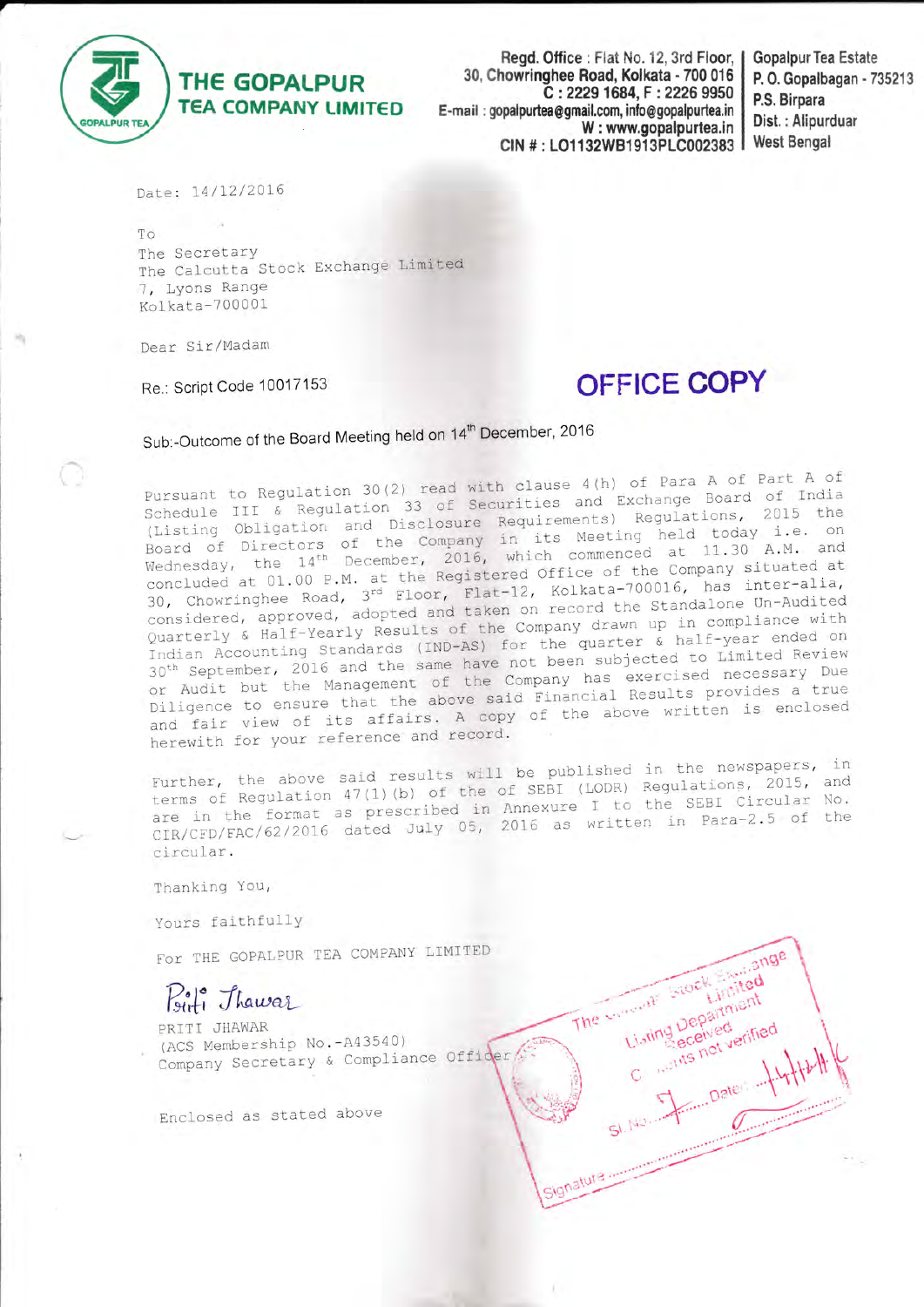# THE GOPALPUR TEA COMPANY LIMITED

Regd. Office : Flat No. 12, 3rd Floor, 30, Chowringhee Road, Kolkata - 700 016
C : 2229 1684, F : 2226 9950
E-mail : gopalpurtea@gmail.com, info@gopalpurtea.in
W : www.gopalpurtea.in
CIN # : LO1132WB1913PLC002383

Gopalpur Tea Estate
P. O. Gopalbagan - 735213
P.S. Birpara
Dist. : Alipurduar
West Bengal

Date: 14/12/2016

To
The Secretary
The Calcutta Stock Exchange Limited
7, Lyons Range
Kolkata-700001

Dear Sir/Madam

Re.: Script Code 10017153

**OFFICE COPY**

Sub:-Outcome of the Board Meeting held on 14th December, 2016

Pursuant to Regulation 30(2) read with clause 4(h) of Para A of Part A of Schedule III & Regulation 33 of Securities and Exchange Board of India (Listing Obligation and Disclosure Requirements) Regulations, 2015 the Board of Directors of the Company in its Meeting held today i.e. on Wednesday, the 14th December, 2016, which commenced at 11.30 A.M. and concluded at 01.00 P.M. at the Registered Office of the Company situated at 30, Chowringhee Road, 3rd Floor, Flat-12, Kolkata-700016, has inter-alia, considered, approved, adopted and taken on record the Standalone Un-Audited Quarterly & Half-Yearly Results of the Company drawn up in compliance with Indian Accounting Standards (IND-AS) for the quarter & half-year ended on 30th September, 2016 and the same have not been subjected to Limited Review or Audit but the Management of the Company has exercised necessary Due Diligence to ensure that the above said Financial Results provides a true and fair view of its affairs. A copy of the above written is enclosed herewith for your reference and record.

Further, the above said results will be published in the newspapers, in terms of Regulation 47(1)(b) of the of SEBI (LODR) Regulations, 2015, and are in the format as prescribed in Annexure I to the SEBI Circular No. CIR/CFD/FAC/62/2016 dated July 05, 2016 as written in Para-2.5 of the circular.

Thanking You,

Yours faithfully

For THE GOPALPUR TEA COMPANY LIMITED

PRITI JHAWAR
(ACS Membership No.-A43540)
Company Secretary & Compliance Officer

Enclosed as stated above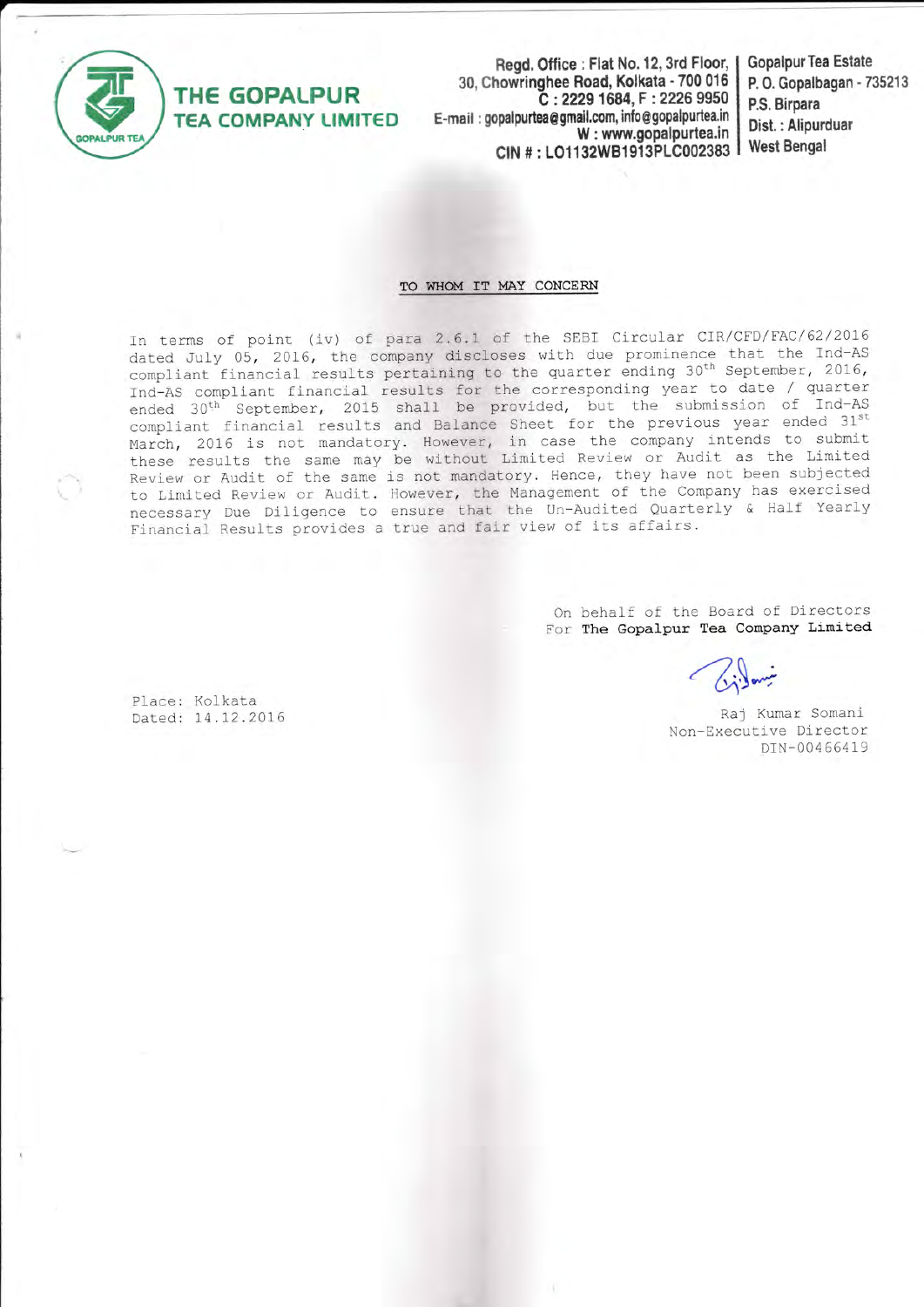**THE GOPALPUR TEA COMPANY LIMITED**

Regd. Office : Flat No. 12, 3rd Floor, 30, Chowringhee Road, Kolkata - 700 016
C : 2229 1684, F : 2226 9950
E-mail : gopalpurtea@gmail.com, info@gopalpurtea.in
W : www.gopalpurtea.in
CIN # : LO1132WB1913PLC002383

Gopalpur Tea Estate
P. O. Gopalbagan - 735213
P.S. Birpara
Dist. : Alipurduar
West Bengal

TO WHOM IT MAY CONCERN

In terms of point (iv) of para 2.6.1 of the SEBI Circular CIR/CFD/FAC/62/2016 dated July 05, 2016, the company discloses with due prominence that the Ind-AS compliant financial results pertaining to the quarter ending 30th September, 2016, Ind-AS compliant financial results for the corresponding year to date / quarter ended 30th September, 2015 shall be provided, but the submission of Ind-AS compliant financial results and Balance Sheet for the previous year ended 31st March, 2016 is not mandatory. However, in case the company intends to submit these results the same may be without Limited Review or Audit as the Limited Review or Audit of the same is not mandatory. Hence, they have not been subjected to Limited Review or Audit. However, the Management of the Company has exercised necessary Due Diligence to ensure that the Un-Audited Quarterly & Half Yearly Financial Results provides a true and fair view of its affairs.

On behalf of the Board of Directors
For **The Gopalpur Tea Company Limited**

Raj Kumar Somani
Non-Executive Director
DIN-00466419

Place: Kolkata
Dated: 14.12.2016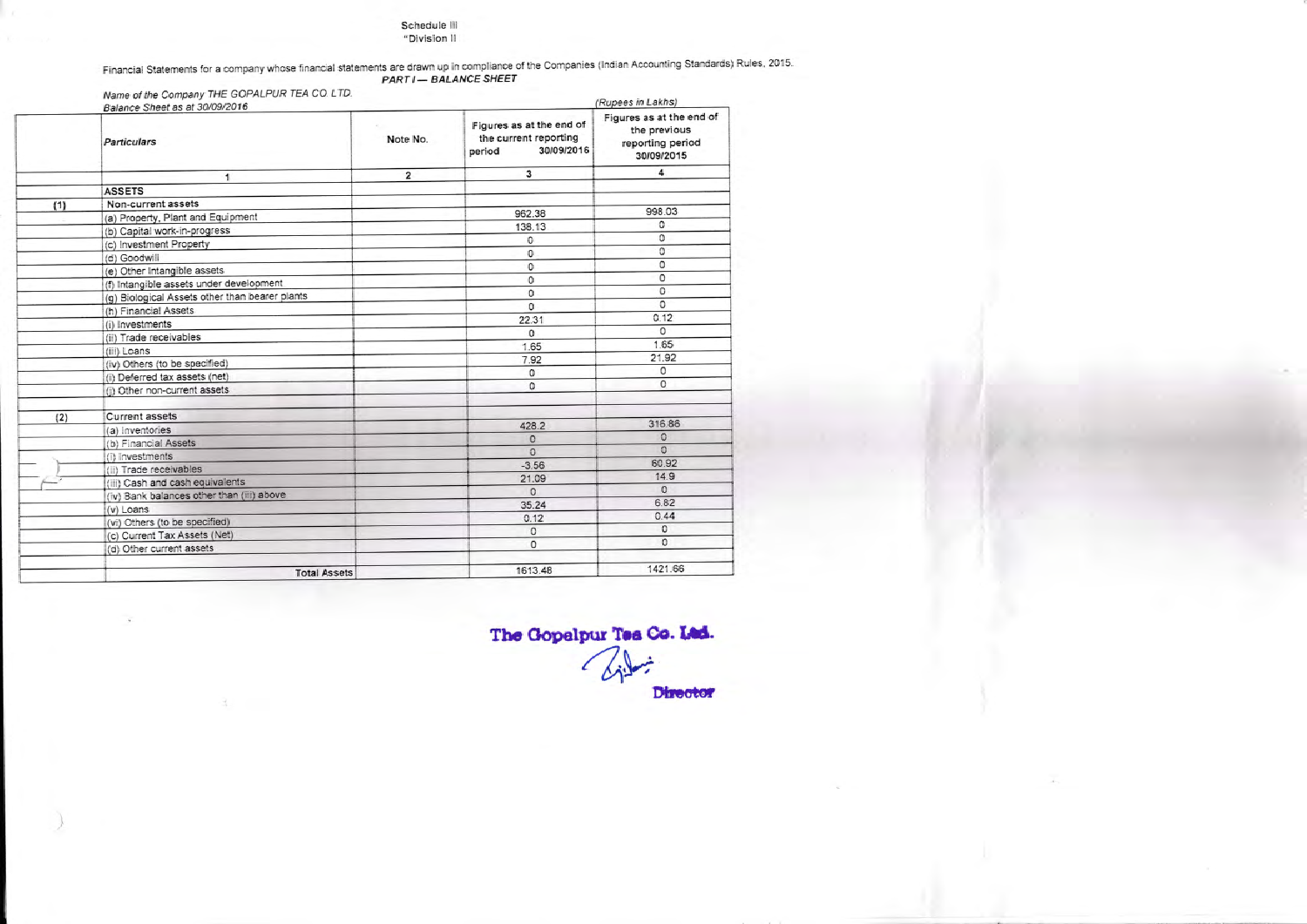Schedule III
"Division II

Financial Statements for a company whose financial statements are drawn up in compliance of the Companies (Indian Accounting Standards) Rules, 2015.

## PART I — BALANCE SHEET

Name of the Company THE GOPALPUR TEA CO. LTD.
Balance Sheet as at 30/09/2016

(Rupees in Lakhs)

| | Particulars | Note No. | Figures as at the end of the current reporting period 30/09/2016 | Figures as at the end of the previous reporting period 30/09/2015 |
|---|---|---|---|---|
| | 1 | 2 | 3 | 4 |
| | **ASSETS** | | | |
| (1) | Non-current assets | | | |
| | (a) Property, Plant and Equipment | | 962.38 | 998.03 |
| | (b) Capital work-in-progress | | 138.13 | 0 |
| | (c) Investment Property | | 0 | 0 |
| | (d) Goodwill | | 0 | 0 |
| | (e) Other Intangible assets | | 0 | 0 |
| | (f) Intangible assets under development | | 0 | 0 |
| | (g) Biological Assets other than bearer plants | | 0 | 0 |
| | (h) Financial Assets | | 0 | 0 |
| | (i) Investments | | 22.31 | 0.12 |
| | (ii) Trade receivables | | 0 | 0 |
| | (iii) Loans | | 1.65 | 1.65 |
| | (iv) Others (to be specified) | | 7.92 | 21.92 |
| | (i) Deferred tax assets (net) | | 0 | 0 |
| | (j) Other non-current assets | | 0 | 0 |
| | | | | |
| (2) | Current assets | | | |
| | (a) Inventories | | 428.2 | 316.86 |
| | (b) Financial Assets | | 0 | 0 |
| | (i) Investments | | 0 | 0 |
| | (ii) Trade receivables | | -3.56 | 60.92 |
| | (iii) Cash and cash equivalents | | 21.09 | 14.9 |
| | (iv) Bank balances other than (iii) above | | 0 | 0 |
| | (v) Loans | | 35.24 | 6.82 |
| | (vi) Others (to be specified) | | 0.12 | 0.44 |
| | (c) Current Tax Assets (Net) | | 0 | 0 |
| | (d) Other current assets | | 0 | 0 |
| | | | | |
| | Total Assets | | 1613.48 | 1421.66 |

The Gopalpur Tea Co. Ltd.

Director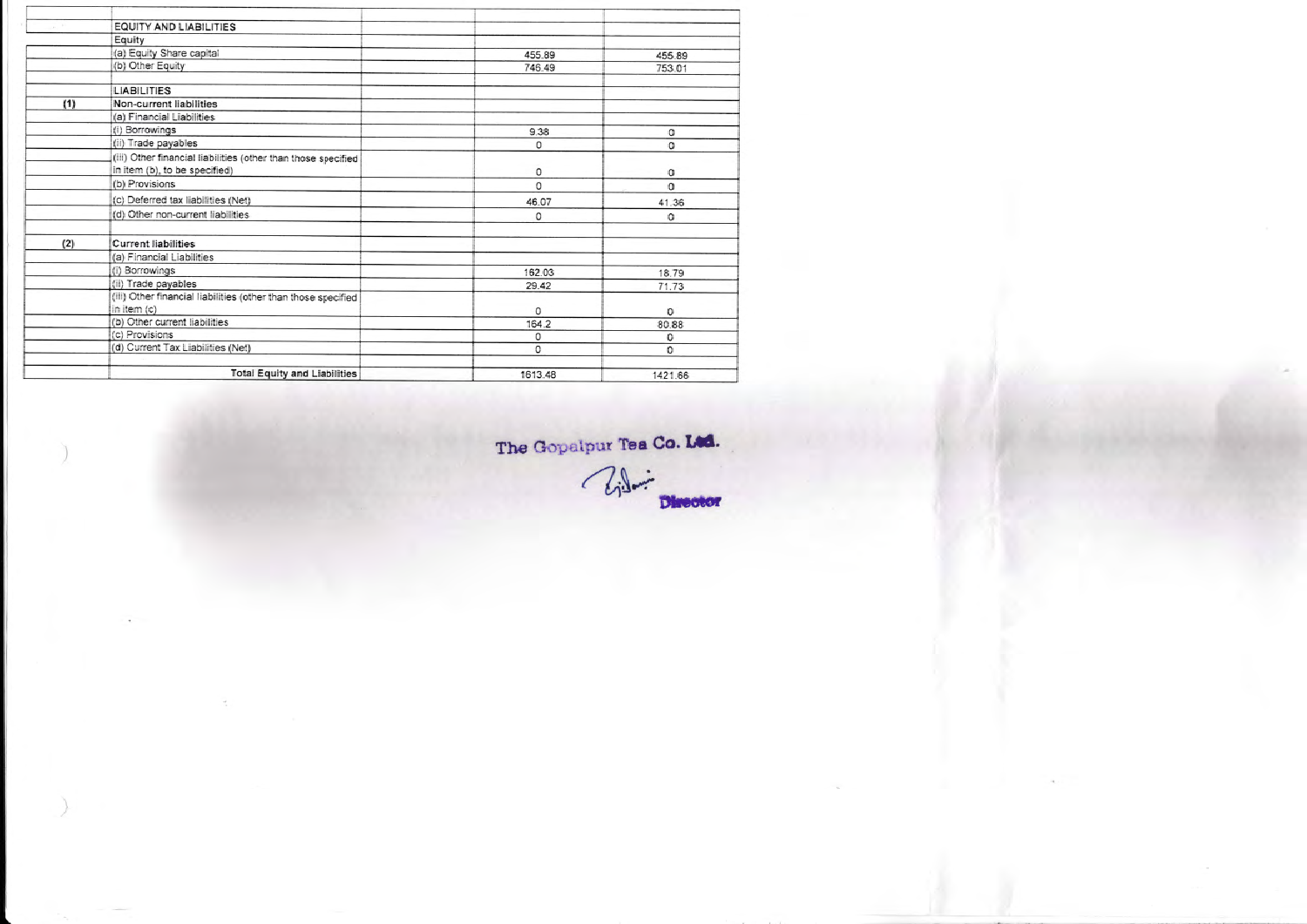| | | | | |
|---|---|---|---|---|
| | EQUITY AND LIABILITIES | | | |
| | Equity | | | |
| | (a) Equity Share capital | | 455.89 | 455.89 |
| | (b) Other Equity | | 746.49 | 753.01 |
| | | | | |
| | LIABILITIES | | | |
| (1) | Non-current liabilities | | | |
| | (a) Financial Liabilities | | | |
| | (i) Borrowings | | 9.38 | 0 |
| | (ii) Trade payables | | 0 | 0 |
| | (iii) Other financial liabilities (other than those specified in item (b), to be specified) | | 0 | 0 |
| | (b) Provisions | | 0 | 0 |
| | (c) Deferred tax liabilities (Net) | | 46.07 | 41.36 |
| | (d) Other non-current liabilities | | 0 | 0 |
| | | | | |
| (2) | Current liabilities | | | |
| | (a) Financial Liabilities | | | |
| | (i) Borrowings | | 162.03 | 18.79 |
| | (ii) Trade payables | | 29.42 | 71.73 |
| | (iii) Other financial liabilities (other than those specified in item (c) | | 0 | 0 |
| | (b) Other current liabilities | | 164.2 | 80.88 |
| | (c) Provisions | | 0 | 0 |
| | (d) Current Tax Liabilities (Net) | | 0 | 0 |
| | | | | |
| | Total Equity and Liabilities | | 1613.48 | 1421.66 |

The Gopalpur Tea Co. Ltd.

Director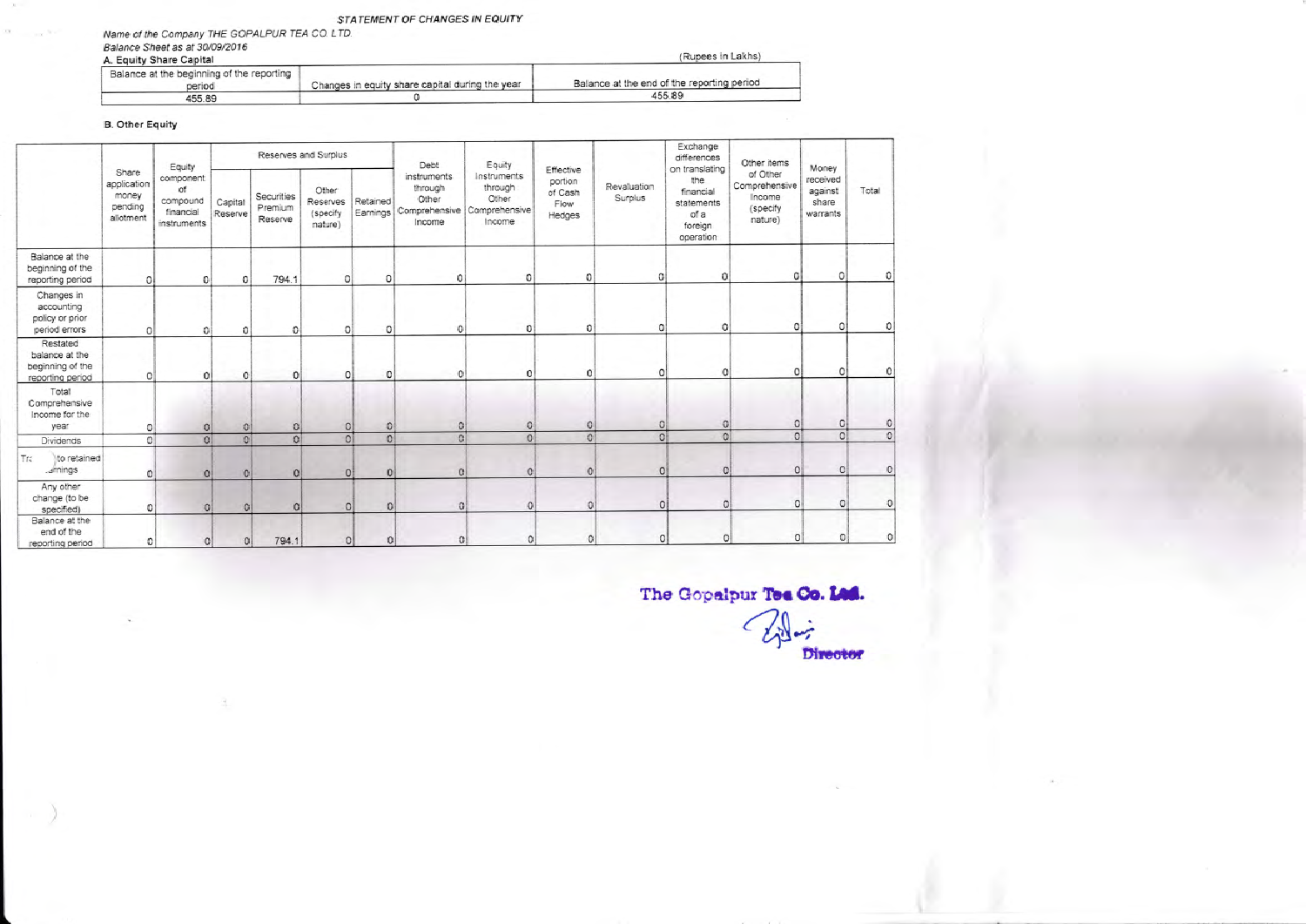STATEMENT OF CHANGES IN EQUITY

*Name of the Company THE GOPALPUR TEA CO. LTD*

*Balance Sheet as at 30/09/2016*

**A. Equity Share Capital**

(Rupees in Lakhs)

| Balance at the beginning of the reporting period | Changes in equity share capital during the year | Balance at the end of the reporting period |
|---|---|---|
| 455.89 | 0 | 455.89 |

**B. Other Equity**

| | Share application money pending allotment | Equity component of compound financial instruments | Reserves and Surplus | | | | Debt instruments through Other Comprehensive Income | Equity Instruments through Other Comprehensive Income | Effective portion of Cash Flow Hedges | Revaluation Surplus | Exchange differences on translating the financial statements of a foreign operation | Other items of Other Comprehensive Income (specify nature) | Money received against share warrants | Total |
|---|---|---|---|---|---|---|---|---|---|---|---|---|---|---|
| | | | Capital Reserve | Securities Premium Reserve | Other Reserves (specify nature) | Retained Earnings | | | | | | | | |
| Balance at the beginning of the reporting period | 0 | 0 | 0 | 794.1 | 0 | 0 | 0 | 0 | 0 | 0 | 0 | 0 | 0 | 0 |
| Changes in accounting policy or prior period errors | 0 | 0 | 0 | 0 | 0 | 0 | 0 | 0 | 0 | 0 | 0 | 0 | 0 | 0 |
| Restated balance at the beginning of the reporting period | 0 | 0 | 0 | 0 | 0 | 0 | 0 | 0 | 0 | 0 | 0 | 0 | 0 | 0 |
| Total Comprehensive Income for the year | 0 | 0 | 0 | 0 | 0 | 0 | 0 | 0 | 0 | 0 | 0 | 0 | 0 | 0 |
| Dividends | 0 | 0 | 0 | 0 | 0 | 0 | 0 | 0 | 0 | 0 | 0 | 0 | 0 | 0 |
| Transfer to retained earnings | 0 | 0 | 0 | 0 | 0 | 0 | 0 | 0 | 0 | 0 | 0 | 0 | 0 | 0 |
| Any other change (to be specified) | 0 | 0 | 0 | 0 | 0 | 0 | 0 | 0 | 0 | 0 | 0 | 0 | 0 | 0 |
| Balance at the end of the reporting period | 0 | 0 | 0 | 794.1 | 0 | 0 | 0 | 0 | 0 | 0 | 0 | 0 | 0 | 0 |

The Gopalpur Tea Co. Ltd.

Director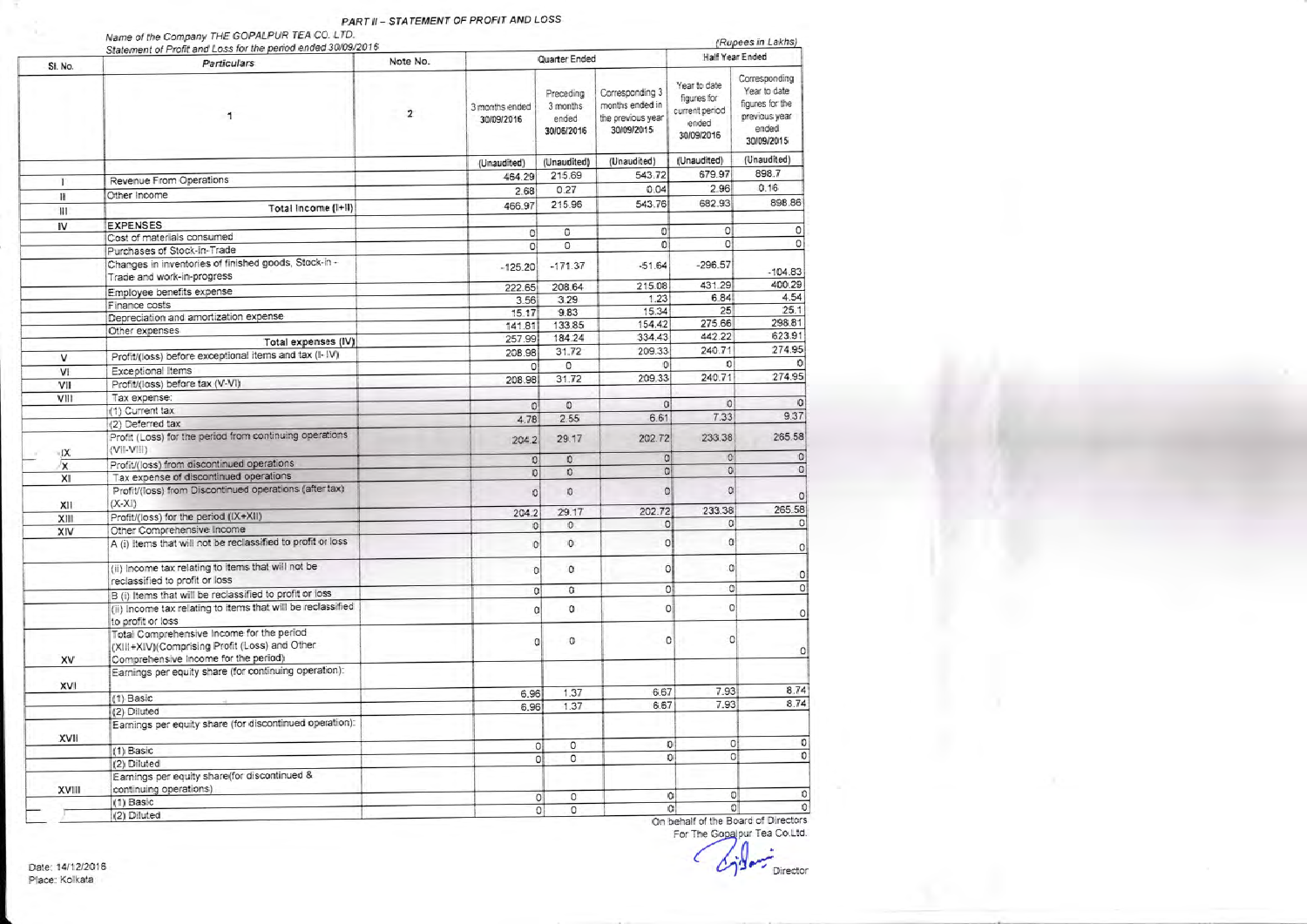# PART II – STATEMENT OF PROFIT AND LOSS

Name of the Company THE GOPALPUR TEA CO. LTD.

Statement of Profit and Loss for the period ended 30/09/2016

(Rupees in Lakhs)

| Sl. No. | Particulars | Note No. | Quarter Ended | | | Half Year Ended | |
|---|---|---|---|---|---|---|---|
| | 1 | 2 | 3 months ended 30/09/2016 | Preceding 3 months ended 30/06/2016 | Corresponding 3 months ended in the previous year 30/09/2015 | Year to date figures for current period ended 30/09/2016 | Corresponding Year to date figures for the previous year ended 30/09/2015 |
| | | | (Unaudited) | (Unaudited) | (Unaudited) | (Unaudited) | (Unaudited) |
| I | Revenue From Operations | | 464.29 | 215.69 | 543.72 | 679.97 | 898.7 |
| II | Other Income | | 2.68 | 0.27 | 0.04 | 2.96 | 0.16 |
| III | Total Income (I+II) | | 466.97 | 215.96 | 543.76 | 682.93 | 898.86 |
| IV | EXPENSES | | | | | | |
| | Cost of materials consumed | | 0 | 0 | 0 | 0 | 0 |
| | Purchases of Stock-in-Trade | | 0 | 0 | 0 | 0 | 0 |
| | Changes in inventories of finished goods, Stock-in-Trade and work-in-progress | | -125.20 | -171.37 | -51.64 | -296.57 | -104.83 |
| | Employee benefits expense | | 222.65 | 208.64 | 215.08 | 431.29 | 400.29 |
| | Finance costs | | 3.56 | 3.29 | 1.23 | 6.84 | 4.54 |
| | Depreciation and amortization expense | | 15.17 | 9.83 | 15.34 | 25 | 25.1 |
| | Other expenses | | 141.81 | 133.85 | 154.42 | 275.66 | 298.81 |
| | Total expenses (IV) | | 257.99 | 184.24 | 334.43 | 442.22 | 623.91 |
| V | Profit/(loss) before exceptional items and tax (I- IV) | | 208.98 | 31.72 | 209.33 | 240.71 | 274.95 |
| VI | Exceptional Items | | 0 | 0 | 0 | 0 | 0 |
| VII | Profit/(loss) before tax (V-VI) | | 208.98 | 31.72 | 209.33 | 240.71 | 274.95 |
| VIII | Tax expense: | | | | | | |
| | (1) Current tax | | 0 | 0 | 0 | 0 | 0 |
| | (2) Deferred tax | | 4.78 | 2.55 | 6.61 | 7.33 | 9.37 |
| IX | Profit (Loss) for the period from continuing operations (VII-VIII) | | 204.2 | 29.17 | 202.72 | 233.38 | 265.58 |
| X | Profit/(loss) from discontinued operations | | 0 | 0 | 0 | 0 | 0 |
| XI | Tax expense of discontinued operations | | 0 | 0 | 0 | 0 | 0 |
| XII | Profit/(loss) from Discontinued operations (after tax) (X-XI) | | 0 | 0 | 0 | 0 | 0 |
| XIII | Profit/(loss) for the period (IX+XII) | | 204.2 | 29.17 | 202.72 | 233.38 | 265.58 |
| XIV | Other Comprehensive Income | | 0 | 0 | 0 | 0 | 0 |
| | A (i) Items that will not be reclassified to profit or loss | | 0 | 0 | 0 | 0 | 0 |
| | (ii) Income tax relating to items that will not be reclassified to profit or loss | | 0 | 0 | 0 | 0 | 0 |
| | B (i) Items that will be reclassified to profit or loss | | 0 | 0 | 0 | 0 | 0 |
| | (ii) Income tax relating to items that will be reclassified to profit or loss | | 0 | 0 | 0 | 0 | 0 |
| XV | Total Comprehensive Income for the period (XIII+XIV)(Comprising Profit (Loss) and Other Comprehensive Income for the period) | | 0 | 0 | 0 | 0 | 0 |
| XVI | Earnings per equity share (for continuing operation): | | | | | | |
| | (1) Basic | | 6.96 | 1.37 | 6.67 | 7.93 | 8.74 |
| | (2) Diluted | | 6.96 | 1.37 | 6.67 | 7.93 | 8.74 |
| XVII | Earnings per equity share (for discontinued operation): | | | | | | |
| | (1) Basic | | 0 | 0 | 0 | 0 | 0 |
| | (2) Diluted | | 0 | 0 | 0 | 0 | 0 |
| XVIII | Earnings per equity share(for discontinued & continuing operations) | | | | | | |
| | (1) Basic | | 0 | 0 | 0 | 0 | 0 |
| | (2) Diluted | | 0 | 0 | 0 | 0 | 0 |

On behalf of the Board of Directors
For The Gopalpur Tea Co.Ltd.

Director

Date: 14/12/2016
Place: Kolkata